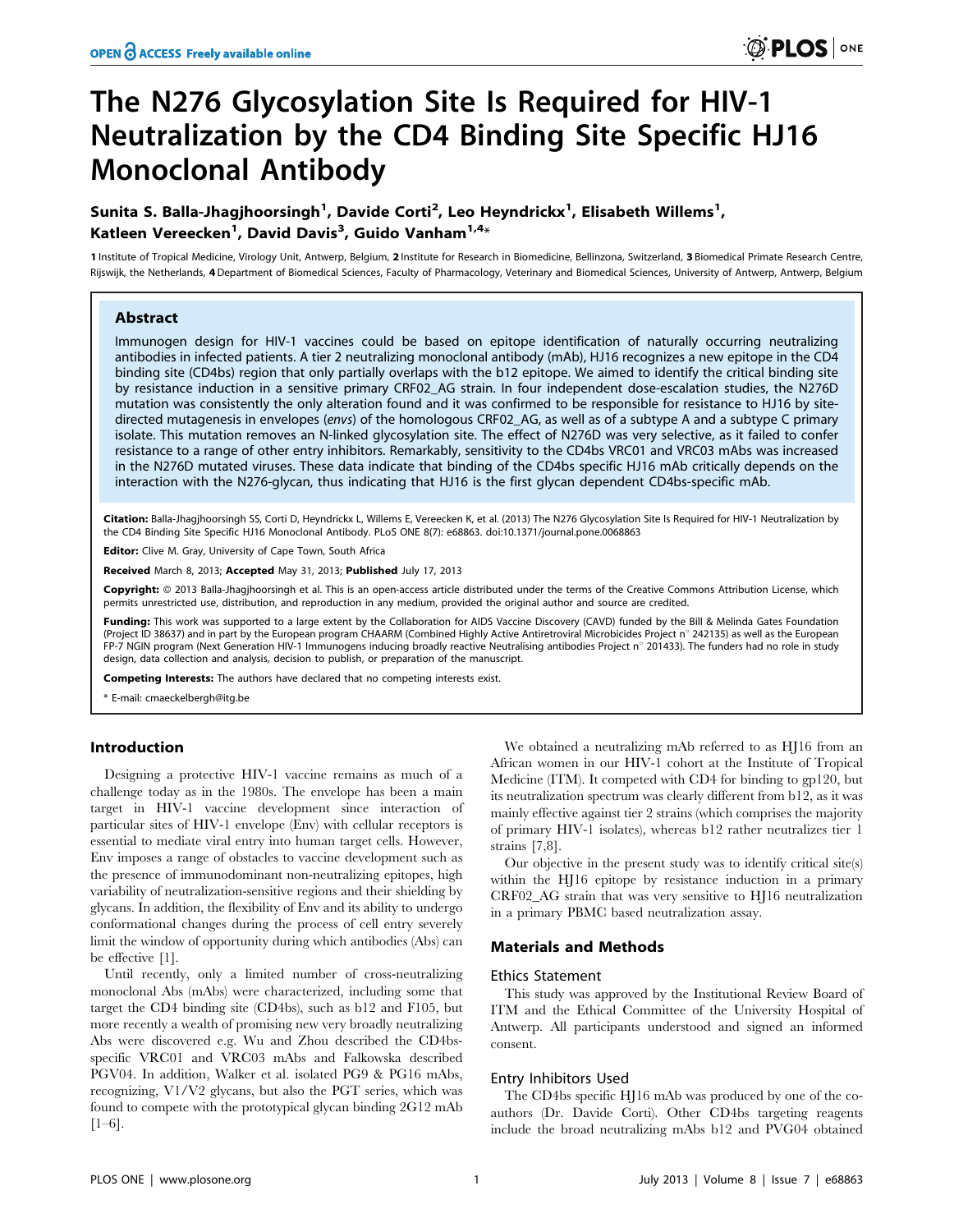# The N276 Glycosylation Site Is Required for HIV-1 Neutralization by the CD4 Binding Site Specific HJ16 Monoclonal Antibody

**Sunita S. Balla-Jhagjhoorsingh[1], Davide Corti[2], Leo Heyndrickx[1], Elisabeth Willems[1], Katleen Vereecken[1], David Davis[3], Guido Vanham[1,4]***

**1** Institute of Tropical Medicine, Virology Unit, Antwerp, Belgium, **2** Institute for Research in Biomedicine, Bellinzona, Switzerland, **3** Biomedical Primate Research Centre, Rijswijk, the Netherlands, **4** Department of Biomedical Sciences, Faculty of Pharmacology, Veterinary and Biomedical Sciences, University of Antwerp, Antwerp, Belgium

## Abstract

Immunogen design for HIV-1 vaccines could be based on epitope identification of naturally occurring neutralizing antibodies in infected patients. A tier 2 neutralizing monoclonal antibody (mAb), HJ16 recognizes a new epitope in the CD4 binding site (CD4bs) region that only partially overlaps with the b12 epitope. We aimed to identify the critical binding site by resistance induction in a sensitive primary CRF02_AG strain. In four independent dose-escalation studies, the N276D mutation was consistently the only alteration found and it was confirmed to be responsible for resistance to HJ16 by site-directed mutagenesis in envelopes (*envs*) of the homologous CRF02_AG, as well as of a subtype A and a subtype C primary isolate. This mutation removes an N-linked glycosylation site. The effect of N276D was very selective, as it failed to confer resistance to a range of other entry inhibitors. Remarkably, sensitivity to the CD4bs VRC01 and VRC03 mAbs was increased in the N276D mutated viruses. These data indicate that binding of the CD4bs specific HJ16 mAb critically depends on the interaction with the N276-glycan, thus indicating that HJ16 is the first glycan dependent CD4bs-specific mAb.

**Citation:** Balla-Jhagjhoorsingh SS, Corti D, Heyndrickx L, Willems E, Vereecken K, et al. (2013) The N276 Glycosylation Site Is Required for HIV-1 Neutralization by the CD4 Binding Site Specific HJ16 Monoclonal Antibody. PLoS ONE 8(7): e68863. doi:10.1371/journal.pone.0068863

**Editor:** Clive M. Gray, University of Cape Town, South Africa

**Received** March 8, 2013; **Accepted** May 31, 2013; **Published** July 17, 2013

**Copyright:** © 2013 Balla-Jhagjhoorsingh et al. This is an open-access article distributed under the terms of the Creative Commons Attribution License, which permits unrestricted use, distribution, and reproduction in any medium, provided the original author and source are credited.

**Funding:** This work was supported to a large extent by the Collaboration for AIDS Vaccine Discovery (CAVD) funded by the Bill & Melinda Gates Foundation (Project ID 38637) and in part by the European program CHAARM (Combined Highly Active Antiretroviral Microbicides Project n° 242135) as well as the European FP-7 NGIN program (Next Generation HIV-1 Immunogens inducing broadly reactive Neutralising antibodies Project n° 201433). The funders had no role in study design, data collection and analysis, decision to publish, or preparation of the manuscript.

**Competing Interests:** The authors have declared that no competing interests exist.

* E-mail: cmaeckelbergh@itg.be

## Introduction

Designing a protective HIV-1 vaccine remains as much of a challenge today as in the 1980s. The envelope has been a main target in HIV-1 vaccine development since interaction of particular sites of HIV-1 envelope (Env) with cellular receptors is essential to mediate viral entry into human target cells. However, Env imposes a range of obstacles to vaccine development such as the presence of immunodominant non-neutralizing epitopes, high variability of neutralization-sensitive regions and their shielding by glycans. In addition, the flexibility of Env and its ability to undergo conformational changes during the process of cell entry severely limit the window of opportunity during which antibodies (Abs) can be effective [1].

Until recently, only a limited number of cross-neutralizing monoclonal Abs (mAbs) were characterized, including some that target the CD4 binding site (CD4bs), such as b12 and F105, but more recently a wealth of promising new very broadly neutralizing Abs were discovered e.g. Wu and Zhou described the CD4bs-specific VRC01 and VRC03 mAbs and Falkowska described PGV04. In addition, Walker et al. isolated PG9 & PG16 mAbs, recognizing, V1/V2 glycans, but also the PGT series, which was found to compete with the prototypical glycan binding 2G12 mAb [1–6].

We obtained a neutralizing mAb referred to as HJ16 from an African women in our HIV-1 cohort at the Institute of Tropical Medicine (ITM). It competed with CD4 for binding to gp120, but its neutralization spectrum was clearly different from b12, as it was mainly effective against tier 2 strains (which comprises the majority of primary HIV-1 isolates), whereas b12 rather neutralizes tier 1 strains [7,8].

Our objective in the present study was to identify critical site(s) within the HJ16 epitope by resistance induction in a primary CRF02_AG strain that was very sensitive to HJ16 neutralization in a primary PBMC based neutralization assay.

## Materials and Methods

### Ethics Statement

This study was approved by the Institutional Review Board of ITM and the Ethical Committee of the University Hospital of Antwerp. All participants understood and signed an informed consent.

### Entry Inhibitors Used

The CD4bs specific HJ16 mAb was produced by one of the co-authors (Dr. Davide Corti). Other CD4bs targeting reagents include the broad neutralizing mAbs b12 and PVG04 obtained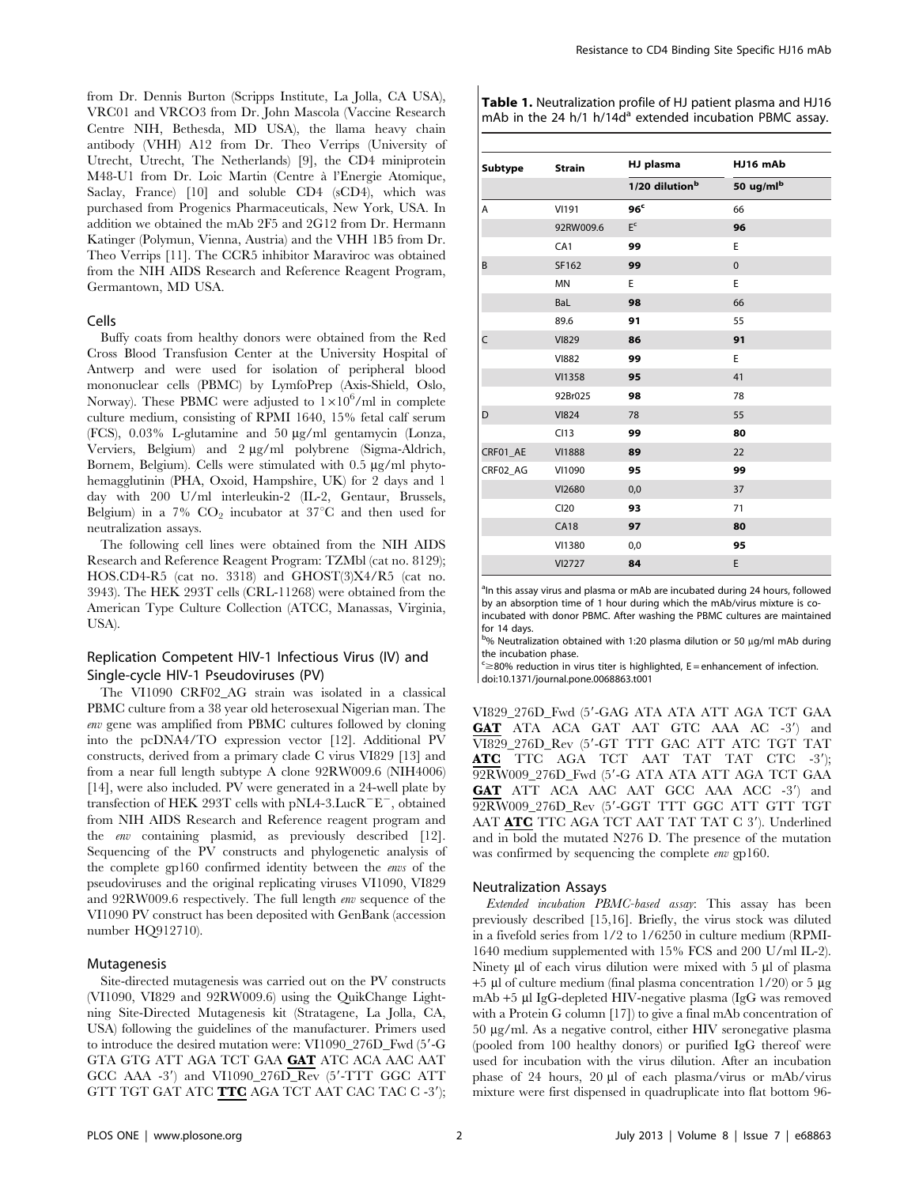from Dr. Dennis Burton (Scripps Institute, La Jolla, CA USA), VRC01 and VRCO3 from Dr. John Mascola (Vaccine Research Centre NIH, Bethesda, MD USA), the llama heavy chain antibody (VHH) A12 from Dr. Theo Verrips (University of Utrecht, Utrecht, The Netherlands) [9], the CD4 miniprotein M48-U1 from Dr. Loic Martin (Centre à l'Energie Atomique, Saclay, France) [10] and soluble CD4 (sCD4), which was purchased from Progenics Pharmaceuticals, New York, USA. In addition we obtained the mAb 2F5 and 2G12 from Dr. Hermann Katinger (Polymun, Vienna, Austria) and the VHH 1B5 from Dr. Theo Verrips [11]. The CCR5 inhibitor Maraviroc was obtained from the NIH AIDS Research and Reference Reagent Program, Germantown, MD USA.

### Cells

Buffy coats from healthy donors were obtained from the Red Cross Blood Transfusion Center at the University Hospital of Antwerp and were used for isolation of peripheral blood mononuclear cells (PBMC) by LymfoPrep (Axis-Shield, Oslo, Norway). These PBMC were adjusted to $1\times10^6$/ml in complete culture medium, consisting of RPMI 1640, 15% fetal calf serum (FCS), 0.03% L-glutamine and 50 µg/ml gentamycin (Lonza, Verviers, Belgium) and 2 µg/ml polybrene (Sigma-Aldrich, Bornem, Belgium). Cells were stimulated with 0.5 µg/ml phytohemagglutinin (PHA, Oxoid, Hampshire, UK) for 2 days and 1 day with 200 U/ml interleukin-2 (IL-2, Gentaur, Brussels, Belgium) in a 7% $CO_2$ incubator at 37°C and then used for neutralization assays.

The following cell lines were obtained from the NIH AIDS Research and Reference Reagent Program: TZMbl (cat no. 8129); HOS.CD4-R5 (cat no. 3318) and GHOST(3)X4/R5 (cat no. 3943). The HEK 293T cells (CRL-11268) were obtained from the American Type Culture Collection (ATCC, Manassas, Virginia, USA).

### Replication Competent HIV-1 Infectious Virus (IV) and Single-cycle HIV-1 Pseudoviruses (PV)

The VI1090 CRF02_AG strain was isolated in a classical PBMC culture from a 38 year old heterosexual Nigerian man. The *env* gene was amplified from PBMC cultures followed by cloning into the pcDNA4/TO expression vector [12]. Additional PV constructs, derived from a primary clade C virus VI829 [13] and from a near full length subtype A clone 92RW009.6 (NIH4006) [14], were also included. PV were generated in a 24-well plate by transfection of HEK 293T cells with pNL4-3.LucR$^-$E$^-$, obtained from NIH AIDS Research and Reference reagent program and the *env* containing plasmid, as previously described [12]. Sequencing of the PV constructs and phylogenetic analysis of the complete gp160 confirmed identity between the *envs* of the pseudoviruses and the original replicating viruses VI1090, VI829 and 92RW009.6 respectively. The full length *env* sequence of the VI1090 PV construct has been deposited with GenBank (accession number HQ912710).

### Mutagenesis

Site-directed mutagenesis was carried out on the PV constructs (VI1090, VI829 and 92RW009.6) using the QuikChange Lightning Site-Directed Mutagenesis kit (Stratagene, La Jolla, CA, USA) following the guidelines of the manufacturer. Primers used to introduce the desired mutation were: VI1090_276D_Fwd (5′-G GTA GTG ATT AGA TCT GAA **GAT** ATC ACA AAC AAT GCC AAA -3′) and VI1090_276D_Rev (5′-TTT GGC ATT GTT TGT GAT ATC **TTC** AGA TCT AAT CAC TAC C -3′); VI829_276D_Fwd (5′-GAG ATA ATA ATT AGA TCT GAA **GAT** ATA ACA GAT AAT GTC AAA AC -3′) and VI829_276D_Rev (5′-GT TTT GAC ATT ATC TGT TAT **ATC** TTC AGA TCT AAT TAT TAT CTC -3′); 92RW009_276D_Fwd (5′-G ATA ATA ATT AGA TCT GAA **GAT** ATT ACA AAC AAT GCC AAA ACC -3′) and 92RW009_276D_Rev (5′-GGT TTT GGC ATT GTT TGT AAT **ATC** TTC AGA TCT AAT TAT TAT C 3′). Underlined and in bold the mutated N276 D. The presence of the mutation was confirmed by sequencing the complete *env* gp160.

### Neutralization Assays

*Extended incubation PBMC-based assay*: This assay has been previously described [15,16]. Briefly, the virus stock was diluted in a fivefold series from 1/2 to 1/6250 in culture medium (RPMI-1640 medium supplemented with 15% FCS and 200 U/ml IL-2). Ninety µl of each virus dilution were mixed with 5 µl of plasma +5 µl of culture medium (final plasma concentration 1/20) or 5 µg mAb +5 µl IgG-depleted HIV-negative plasma (IgG was removed with a Protein G column [17]) to give a final mAb concentration of 50 µg/ml. As a negative control, either HIV seronegative plasma (pooled from 100 healthy donors) or purified IgG thereof were used for incubation with the virus dilution. After an incubation phase of 24 hours, 20 µl of each plasma/virus or mAb/virus mixture were first dispensed in quadruplicate into flat bottom 96-

**Table 1.** Neutralization profile of HJ patient plasma and HJ16 mAb in the 24 h/1 h/14d[a] extended incubation PBMC assay.

| Subtype | Strain | HJ plasma | HJ16 mAb |
|---|---|---|---|
| | | 1/20 dilution[b] | 50 ug/ml[b] |
| A | VI191 | **96**[c] | 66 |
| | 92RW009.6 | E[c] | **96** |
| | CA1 | **99** | E |
| B | SF162 | **99** | 0 |
| | MN | E | E |
| | BaL | **98** | 66 |
| | 89.6 | **91** | 55 |
| C | VI829 | **86** | **91** |
| | VI882 | **99** | E |
| | VI1358 | **95** | 41 |
| | 92Br025 | **98** | 78 |
| D | VI824 | 78 | 55 |
| | CI13 | **99** | **80** |
| CRF01_AE | VI1888 | **89** | 22 |
| CRF02_AG | VI1090 | **95** | **99** |
| | VI2680 | 0,0 | 37 |
| | CI20 | **93** | 71 |
| | CA18 | **97** | **80** |
| | VI1380 | 0,0 | **95** |
| | VI2727 | **84** | E |

[a]In this assay virus and plasma or mAb are incubated during 24 hours, followed by an absorption time of 1 hour during which the mAb/virus mixture is co-incubated with donor PBMC. After washing the PBMC cultures are maintained for 14 days.
[b]% Neutralization obtained with 1:20 plasma dilution or 50 µg/ml mAb during the incubation phase.
[c]≥80% reduction in virus titer is highlighted, E = enhancement of infection.
doi:10.1371/journal.pone.0068863.t001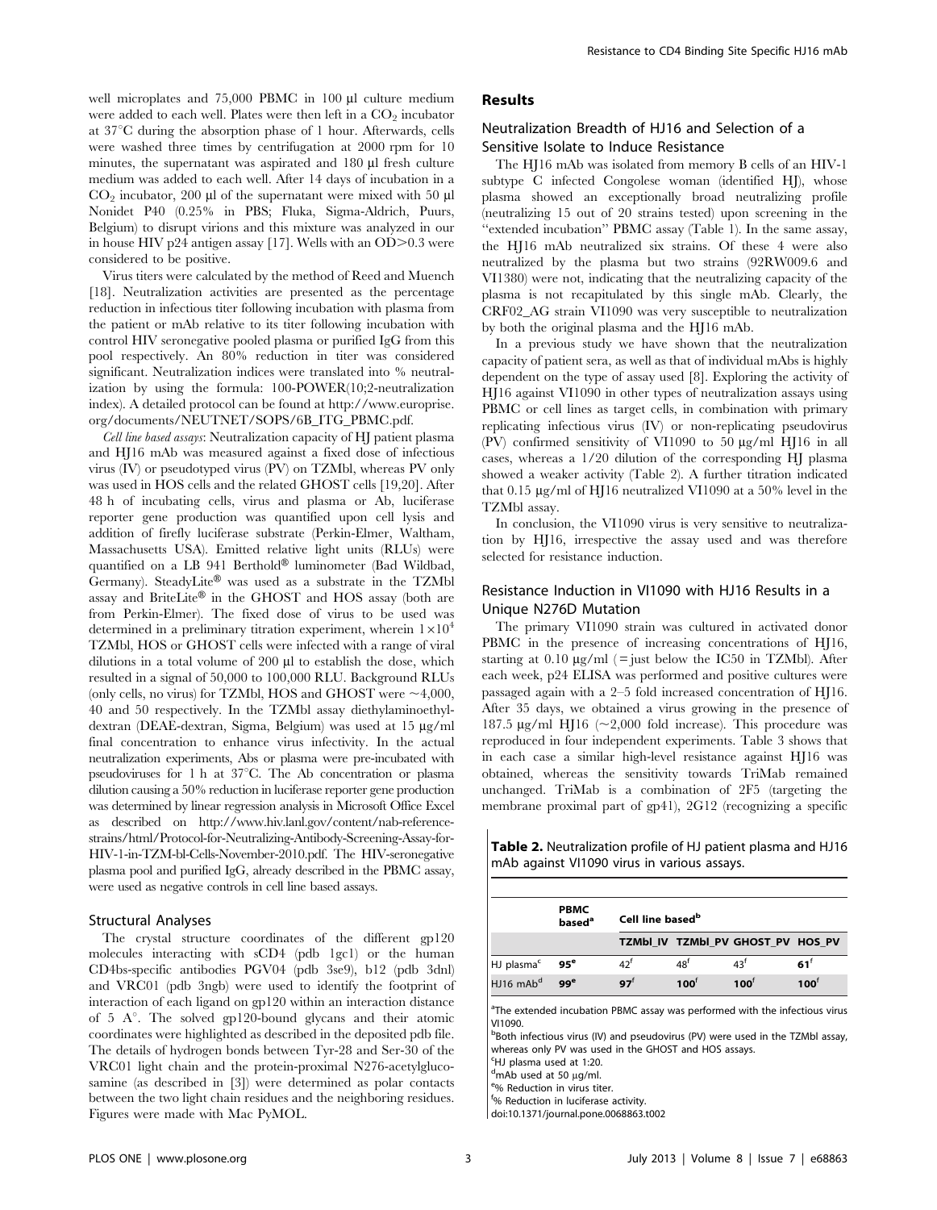well microplates and 75,000 PBMC in 100 µl culture medium were added to each well. Plates were then left in a $CO_2$ incubator at 37°C during the absorption phase of 1 hour. Afterwards, cells were washed three times by centrifugation at 2000 rpm for 10 minutes, the supernatant was aspirated and 180 µl fresh culture medium was added to each well. After 14 days of incubation in a $CO_2$ incubator, 200 µl of the supernatant were mixed with 50 µl Nonidet P40 (0.25% in PBS; Fluka, Sigma-Aldrich, Puurs, Belgium) to disrupt virions and this mixture was analyzed in our in house HIV p24 antigen assay [17]. Wells with an OD>0.3 were considered to be positive.

Virus titers were calculated by the method of Reed and Muench [18]. Neutralization activities are presented as the percentage reduction in infectious titer following incubation with plasma from the patient or mAb relative to its titer following incubation with control HIV seronegative pooled plasma or purified IgG from this pool respectively. An 80% reduction in titer was considered significant. Neutralization indices were translated into % neutralization by using the formula: 100-POWER(10;2-neutralization index). A detailed protocol can be found at http://www.europrise.org/documents/NEUTNET/SOPS/6B_ITG_PBMC.pdf.

*Cell line based assays*: Neutralization capacity of HJ patient plasma and HJ16 mAb was measured against a fixed dose of infectious virus (IV) or pseudotyped virus (PV) on TZMbl, whereas PV only was used in HOS cells and the related GHOST cells [19,20]. After 48 h of incubating cells, virus and plasma or Ab, luciferase reporter gene production was quantified upon cell lysis and addition of firefly luciferase substrate (Perkin-Elmer, Waltham, Massachusetts USA). Emitted relative light units (RLUs) were quantified on a LB 941 Berthold® luminometer (Bad Wildbad, Germany). SteadyLite® was used as a substrate in the TZMbl assay and BriteLite® in the GHOST and HOS assay (both are from Perkin-Elmer). The fixed dose of virus to be used was determined in a preliminary titration experiment, wherein $1\times10^4$ TZMbl, HOS or GHOST cells were infected with a range of viral dilutions in a total volume of 200 µl to establish the dose, which resulted in a signal of 50,000 to 100,000 RLU. Background RLUs (only cells, no virus) for TZMbl, HOS and GHOST were ~4,000, 40 and 50 respectively. In the TZMbl assay diethylaminoethyl-dextran (DEAE-dextran, Sigma, Belgium) was used at 15 µg/ml final concentration to enhance virus infectivity. In the actual neutralization experiments, Abs or plasma were pre-incubated with pseudoviruses for 1 h at 37°C. The Ab concentration or plasma dilution causing a 50% reduction in luciferase reporter gene production was determined by linear regression analysis in Microsoft Office Excel as described on http://www.hiv.lanl.gov/content/nab-reference-strains/html/Protocol-for-Neutralizing-Antibody-Screening-Assay-for-HIV-1-in-TZM-bl-Cells-November-2010.pdf. The HIV-seronegative plasma pool and purified IgG, already described in the PBMC assay, were used as negative controls in cell line based assays.

### Structural Analyses

The crystal structure coordinates of the different gp120 molecules interacting with sCD4 (pdb 1gc1) or the human CD4bs-specific antibodies PGV04 (pdb 3se9), b12 (pdb 3dnl) and VRC01 (pdb 3ngb) were used to identify the footprint of interaction of each ligand on gp120 within an interaction distance of 5 A°. The solved gp120-bound glycans and their atomic coordinates were highlighted as described in the deposited pdb file. The details of hydrogen bonds between Tyr-28 and Ser-30 of the VRC01 light chain and the protein-proximal N276-acetylglucosamine (as described in [3]) were determined as polar contacts between the two light chain residues and the neighboring residues. Figures were made with Mac PyMOL.

## Results

### Neutralization Breadth of HJ16 and Selection of a Sensitive Isolate to Induce Resistance

The HJ16 mAb was isolated from memory B cells of an HIV-1 subtype C infected Congolese woman (identified HJ), whose plasma showed an exceptionally broad neutralizing profile (neutralizing 15 out of 20 strains tested) upon screening in the "extended incubation" PBMC assay (Table 1). In the same assay, the HJ16 mAb neutralized six strains. Of these 4 were also neutralized by the plasma but two strains (92RW009.6 and VI1380) were not, indicating that the neutralizing capacity of the plasma is not recapitulated by this single mAb. Clearly, the CRF02_AG strain VI1090 was very susceptible to neutralization by both the original plasma and the HJ16 mAb.

In a previous study we have shown that the neutralization capacity of patient sera, as well as that of individual mAbs is highly dependent on the type of assay used [8]. Exploring the activity of HJ16 against VI1090 in other types of neutralization assays using PBMC or cell lines as target cells, in combination with primary replicating infectious virus (IV) or non-replicating pseudovirus (PV) confirmed sensitivity of VI1090 to 50 µg/ml HJ16 in all cases, whereas a 1/20 dilution of the corresponding HJ plasma showed a weaker activity (Table 2). A further titration indicated that 0.15 µg/ml of HJ16 neutralized VI1090 at a 50% level in the TZMbl assay.

In conclusion, the VI1090 virus is very sensitive to neutralization by HJ16, irrespective the assay used and was therefore selected for resistance induction.

### Resistance Induction in VI1090 with HJ16 Results in a Unique N276D Mutation

The primary VI1090 strain was cultured in activated donor PBMC in the presence of increasing concentrations of HJ16, starting at 0.10 µg/ml (= just below the IC50 in TZMbl). After each week, p24 ELISA was performed and positive cultures were passaged again with a 2–5 fold increased concentration of HJ16. After 35 days, we obtained a virus growing in the presence of 187.5 µg/ml HJ16 (~2,000 fold increase). This procedure was reproduced in four independent experiments. Table 3 shows that in each case a similar high-level resistance against HJ16 was obtained, whereas the sensitivity towards TriMab remained unchanged. TriMab is a combination of 2F5 (targeting the membrane proximal part of gp41), 2G12 (recognizing a specific

**Table 2.** Neutralization profile of HJ patient plasma and HJ16 mAb against VI1090 virus in various assays.

| | PBMC based[a] | Cell line based[b] | | | |
|---|---|---|---|---|---|
| | | TZMbl_IV | TZMbl_PV | GHOST_PV | HOS_PV |
| HJ plasma[c] | **95**[e] | 42[f] | 48[f] | 43[f] | **61**[f] |
| HJ16 mAb[d] | **99**[e] | **97**[f] | **100**[f] | **100**[f] | **100**[f] |

[a]The extended incubation PBMC assay was performed with the infectious virus VI1090.
[b]Both infectious virus (IV) and pseudovirus (PV) were used in the TZMbl assay, whereas only PV was used in the GHOST and HOS assays.
[c]HJ plasma used at 1:20.
[d]mAb used at 50 µg/ml.
[e]% Reduction in virus titer.
[f]% Reduction in luciferase activity.
doi:10.1371/journal.pone.0068863.t002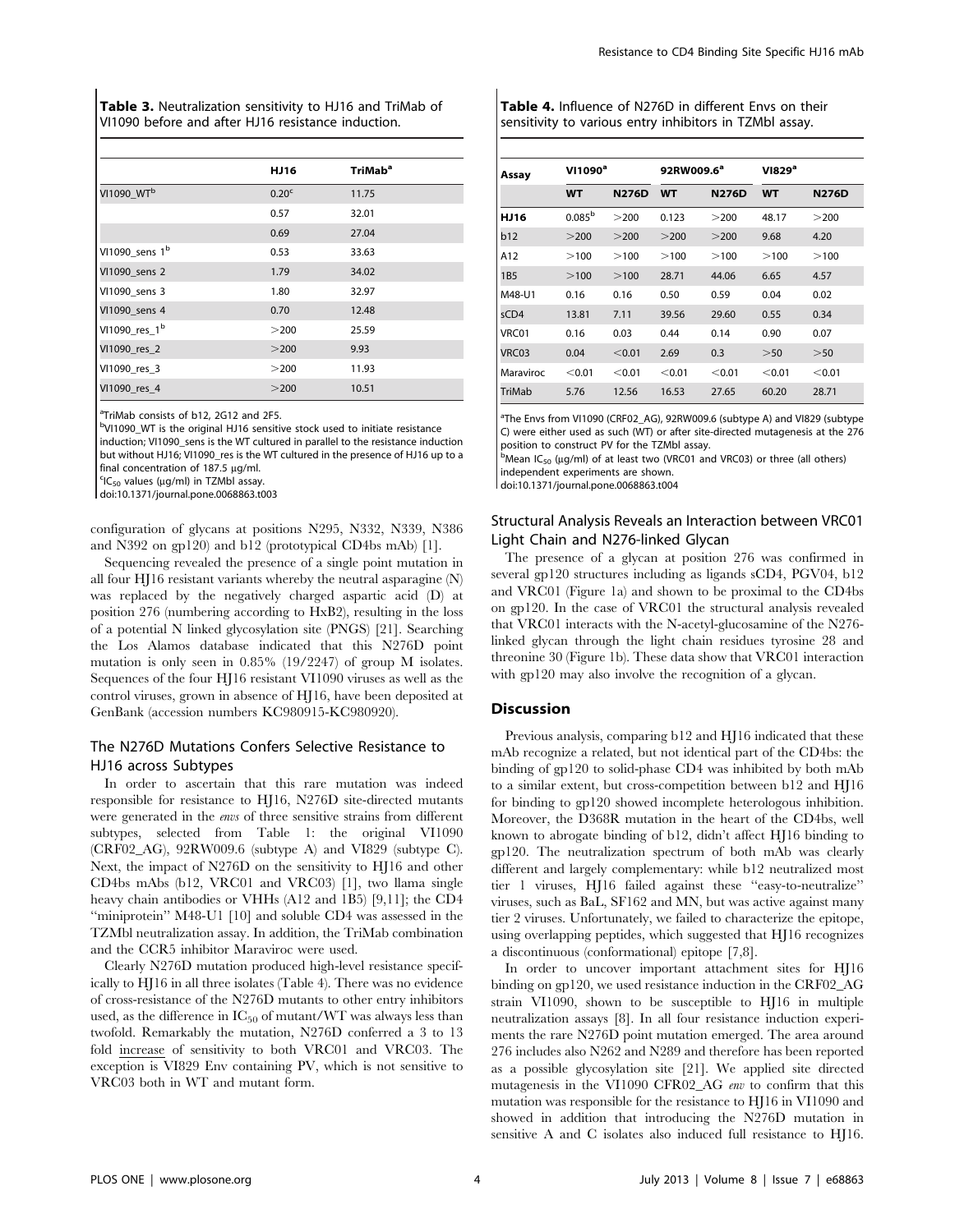**Table 3.** Neutralization sensitivity to HJ16 and TriMab of VI1090 before and after HJ16 resistance induction.

| | HJ16 | TriMab[a] |
|---|---|---|
| VI1090_WT[b] | 0.20[c] | 11.75 |
| | 0.57 | 32.01 |
| | 0.69 | 27.04 |
| VI1090_sens 1[b] | 0.53 | 33.63 |
| VI1090_sens 2 | 1.79 | 34.02 |
| VI1090_sens 3 | 1.80 | 32.97 |
| VI1090_sens 4 | 0.70 | 12.48 |
| VI1090_res_1[b] | >200 | 25.59 |
| VI1090_res_2 | >200 | 9.93 |
| VI1090_res_3 | >200 | 11.93 |
| VI1090_res_4 | >200 | 10.51 |

[a]TriMab consists of b12, 2G12 and 2F5.
[b]VI1090_WT is the original HJ16 sensitive stock used to initiate resistance induction; VI1090_sens is the WT cultured in parallel to the resistance induction but without HJ16; VI1090_res is the WT cultured in the presence of HJ16 up to a final concentration of 187.5 μg/ml.
[c]$IC_{50}$ values (μg/ml) in TZMbl assay.
doi:10.1371/journal.pone.0068863.t003

configuration of glycans at positions N295, N332, N339, N386 and N392 on gp120) and b12 (prototypical CD4bs mAb) [1].

Sequencing revealed the presence of a single point mutation in all four HJ16 resistant variants whereby the neutral asparagine (N) was replaced by the negatively charged aspartic acid (D) at position 276 (numbering according to HxB2), resulting in the loss of a potential N linked glycosylation site (PNGS) [21]. Searching the Los Alamos database indicated that this N276D point mutation is only seen in 0.85% (19/2247) of group M isolates. Sequences of the four HJ16 resistant VI1090 viruses as well as the control viruses, grown in absence of HJ16, have been deposited at GenBank (accession numbers KC980915-KC980920).

### The N276D Mutations Confers Selective Resistance to HJ16 across Subtypes

In order to ascertain that this rare mutation was indeed responsible for resistance to HJ16, N276D site-directed mutants were generated in the *envs* of three sensitive strains from different subtypes, selected from Table 1: the original VI1090 (CRF02_AG), 92RW009.6 (subtype A) and VI829 (subtype C). Next, the impact of N276D on the sensitivity to HJ16 and other CD4bs mAbs (b12, VRC01 and VRC03) [1], two llama single heavy chain antibodies or VHHs (A12 and 1B5) [9,11]; the CD4 "miniprotein" M48-U1 [10] and soluble CD4 was assessed in the TZMbl neutralization assay. In addition, the TriMab combination and the CCR5 inhibitor Maraviroc were used.

Clearly N276D mutation produced high-level resistance specifically to HJ16 in all three isolates (Table 4). There was no evidence of cross-resistance of the N276D mutants to other entry inhibitors used, as the difference in $IC_{50}$ of mutant/WT was always less than twofold. Remarkably the mutation, N276D conferred a 3 to 13 fold increase of sensitivity to both VRC01 and VRC03. The exception is VI829 Env containing PV, which is not sensitive to VRC03 both in WT and mutant form.

**Table 4.** Influence of N276D in different Envs on their sensitivity to various entry inhibitors in TZMbl assay.

| Assay | VI1090[a] | | 92RW009.6[a] | | VI829[a] | |
|---|---|---|---|---|---|---|
| | WT | N276D | WT | N276D | WT | N276D |
| HJ16 | 0.085[b] | >200 | 0.123 | >200 | 48.17 | >200 |
| b12 | >200 | >200 | >200 | >200 | 9.68 | 4.20 |
| A12 | >100 | >100 | >100 | >100 | >100 | >100 |
| 1B5 | >100 | >100 | 28.71 | 44.06 | 6.65 | 4.57 |
| M48-U1 | 0.16 | 0.16 | 0.50 | 0.59 | 0.04 | 0.02 |
| sCD4 | 13.81 | 7.11 | 39.56 | 29.60 | 0.55 | 0.34 |
| VRC01 | 0.16 | 0.03 | 0.44 | 0.14 | 0.90 | 0.07 |
| VRC03 | 0.04 | <0.01 | 2.69 | 0.3 | >50 | >50 |
| Maraviroc | <0.01 | <0.01 | <0.01 | <0.01 | <0.01 | <0.01 |
| TriMab | 5.76 | 12.56 | 16.53 | 27.65 | 60.20 | 28.71 |

[a]The Envs from VI1090 (CRF02_AG), 92RW009.6 (subtype A) and VI829 (subtype C) were either used as such (WT) or after site-directed mutagenesis at the 276 position to construct PV for the TZMbl assay.
[b]Mean $IC_{50}$ (μg/ml) of at least two (VRC01 and VRC03) or three (all others) independent experiments are shown.
doi:10.1371/journal.pone.0068863.t004

### Structural Analysis Reveals an Interaction between VRC01 Light Chain and N276-linked Glycan

The presence of a glycan at position 276 was confirmed in several gp120 structures including as ligands sCD4, PGV04, b12 and VRC01 (Figure 1a) and shown to be proximal to the CD4bs on gp120. In the case of VRC01 the structural analysis revealed that VRC01 interacts with the N-acetyl-glucosamine of the N276-linked glycan through the light chain residues tyrosine 28 and threonine 30 (Figure 1b). These data show that VRC01 interaction with gp120 may also involve the recognition of a glycan.

## Discussion

Previous analysis, comparing b12 and HJ16 indicated that these mAb recognize a related, but not identical part of the CD4bs: the binding of gp120 to solid-phase CD4 was inhibited by both mAb to a similar extent, but cross-competition between b12 and HJ16 for binding to gp120 showed incomplete heterologous inhibition. Moreover, the D368R mutation in the heart of the CD4bs, well known to abrogate binding of b12, didn't affect HJ16 binding to gp120. The neutralization spectrum of both mAb was clearly different and largely complementary: while b12 neutralized most tier 1 viruses, HJ16 failed against these "easy-to-neutralize" viruses, such as BaL, SF162 and MN, but was active against many tier 2 viruses. Unfortunately, we failed to characterize the epitope, using overlapping peptides, which suggested that HJ16 recognizes a discontinuous (conformational) epitope [7,8].

In order to uncover important attachment sites for HJ16 binding on gp120, we used resistance induction in the CRF02_AG strain VI1090, shown to be susceptible to HJ16 in multiple neutralization assays [8]. In all four resistance induction experiments the rare N276D point mutation emerged. The area around 276 includes also N262 and N289 and therefore has been reported as a possible glycosylation site [21]. We applied site directed mutagenesis in the VI1090 CFR02_AG *env* to confirm that this mutation was responsible for the resistance to HJ16 in VI1090 and showed in addition that introducing the N276D mutation in sensitive A and C isolates also induced full resistance to HJ16.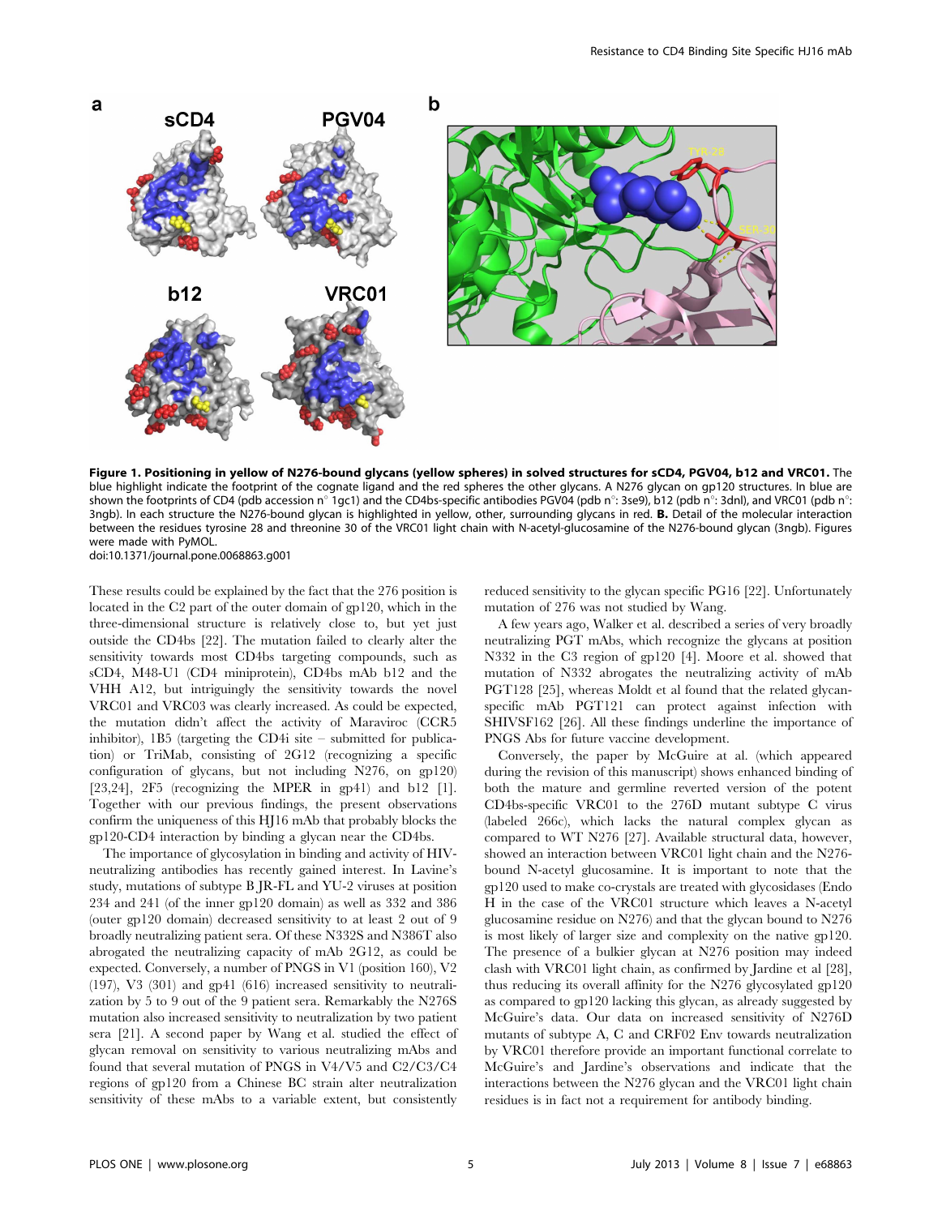**Figure 1. Positioning in yellow of N276-bound glycans (yellow spheres) in solved structures for sCD4, PGV04, b12 and VRC01.** The blue highlight indicate the footprint of the cognate ligand and the red spheres the other glycans. A N276 glycan on gp120 structures. In blue are shown the footprints of CD4 (pdb accession n° 1gc1) and the CD4bs-specific antibodies PGV04 (pdb n°: 3se9), b12 (pdb n°: 3dnl), and VRC01 (pdb n°: 3ngb). In each structure the N276-bound glycan is highlighted in yellow, other, surrounding glycans in red. **B.** Detail of the molecular interaction between the residues tyrosine 28 and threonine 30 of the VRC01 light chain with N-acetyl-glucosamine of the N276-bound glycan (3ngb). Figures were made with PyMOL.
doi:10.1371/journal.pone.0068863.g001

These results could be explained by the fact that the 276 position is located in the C2 part of the outer domain of gp120, which in the three-dimensional structure is relatively close to, but yet just outside the CD4bs [22]. The mutation failed to clearly alter the sensitivity towards most CD4bs targeting compounds, such as sCD4, M48-U1 (CD4 miniprotein), CD4bs mAb b12 and the VHH A12, but intriguingly the sensitivity towards the novel VRC01 and VRC03 was clearly increased. As could be expected, the mutation didn't affect the activity of Maraviroc (CCR5 inhibitor), 1B5 (targeting the CD4i site – submitted for publication) or TriMab, consisting of 2G12 (recognizing a specific configuration of glycans, but not including N276, on gp120) [23,24], 2F5 (recognizing the MPER in gp41) and b12 [1]. Together with our previous findings, the present observations confirm the uniqueness of this HJ16 mAb that probably blocks the gp120-CD4 interaction by binding a glycan near the CD4bs.

The importance of glycosylation in binding and activity of HIV-neutralizing antibodies has recently gained interest. In Lavine's study, mutations of subtype B JR-FL and YU-2 viruses at position 234 and 241 (of the inner gp120 domain) as well as 332 and 386 (outer gp120 domain) decreased sensitivity to at least 2 out of 9 broadly neutralizing patient sera. Of these N332S and N386T also abrogated the neutralizing capacity of mAb 2G12, as could be expected. Conversely, a number of PNGS in V1 (position 160), V2 (197), V3 (301) and gp41 (616) increased sensitivity to neutralization by 5 to 9 out of the 9 patient sera. Remarkably the N276S mutation also increased sensitivity to neutralization by two patient sera [21]. A second paper by Wang et al. studied the effect of glycan removal on sensitivity to various neutralizing mAbs and found that several mutation of PNGS in V4/V5 and C2/C3/C4 regions of gp120 from a Chinese BC strain alter neutralization sensitivity of these mAbs to a variable extent, but consistently reduced sensitivity to the glycan specific PG16 [22]. Unfortunately mutation of 276 was not studied by Wang.

A few years ago, Walker et al. described a series of very broadly neutralizing PGT mAbs, which recognize the glycans at position N332 in the C3 region of gp120 [4]. Moore et al. showed that mutation of N332 abrogates the neutralizing activity of mAb PGT128 [25], whereas Moldt et al found that the related glycan-specific mAb PGT121 can protect against infection with SHIVSF162 [26]. All these findings underline the importance of PNGS Abs for future vaccine development.

Conversely, the paper by McGuire at al. (which appeared during the revision of this manuscript) shows enhanced binding of both the mature and germline reverted version of the potent CD4bs-specific VRC01 to the 276D mutant subtype C virus (labeled 266c), which lacks the natural complex glycan as compared to WT N276 [27]. Available structural data, however, showed an interaction between VRC01 light chain and the N276-bound N-acetyl glucosamine. It is important to note that the gp120 used to make co-crystals are treated with glycosidases (Endo H in the case of the VRC01 structure which leaves a N-acetyl glucosamine residue on N276) and that the glycan bound to N276 is most likely of larger size and complexity on the native gp120. The presence of a bulkier glycan at N276 position may indeed clash with VRC01 light chain, as confirmed by Jardine et al [28], thus reducing its overall affinity for the N276 glycosylated gp120 as compared to gp120 lacking this glycan, as already suggested by McGuire's data. Our data on increased sensitivity of N276D mutants of subtype A, C and CRF02 Env towards neutralization by VRC01 therefore provide an important functional correlate to McGuire's and Jardine's observations and indicate that the interactions between the N276 glycan and the VRC01 light chain residues is in fact not a requirement for antibody binding.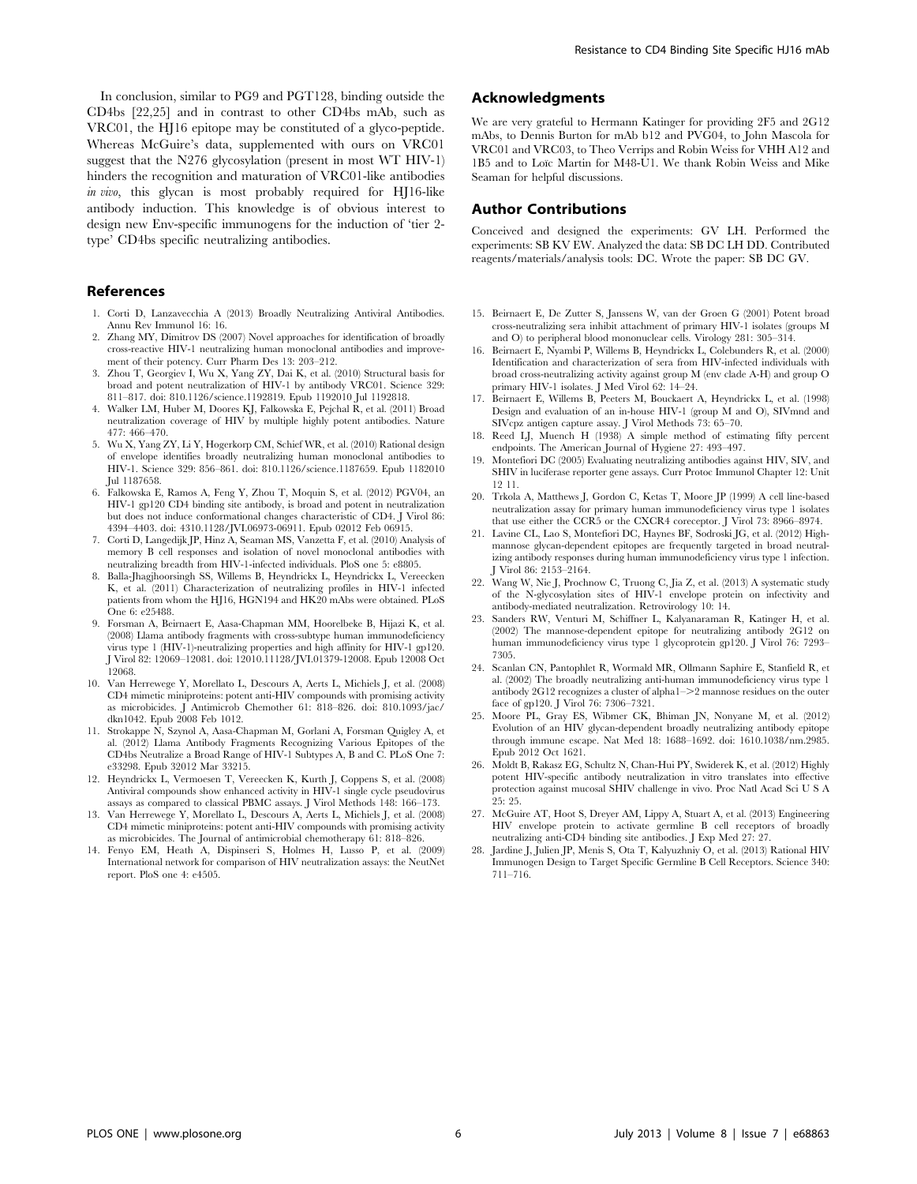In conclusion, similar to PG9 and PGT128, binding outside the CD4bs [22,25] and in contrast to other CD4bs mAb, such as VRC01, the HJ16 epitope may be constituted of a glyco-peptide. Whereas McGuire's data, supplemented with ours on VRC01 suggest that the N276 glycosylation (present in most WT HIV-1) hinders the recognition and maturation of VRC01-like antibodies *in vivo*, this glycan is most probably required for HJ16-like antibody induction. This knowledge is of obvious interest to design new Env-specific immunogens for the induction of 'tier 2-type' CD4bs specific neutralizing antibodies.

## Acknowledgments

We are very grateful to Hermann Katinger for providing 2F5 and 2G12 mAbs, to Dennis Burton for mAb b12 and PVG04, to John Mascola for VRC01 and VRC03, to Theo Verrips and Robin Weiss for VHH A12 and 1B5 and to Loïc Martin for M48-U1. We thank Robin Weiss and Mike Seaman for helpful discussions.

## Author Contributions

Conceived and designed the experiments: GV LH. Performed the experiments: SB KV EW. Analyzed the data: SB DC LH DD. Contributed reagents/materials/analysis tools: DC. Wrote the paper: SB DC GV.

## References

1. Corti D, Lanzavecchia A (2013) Broadly Neutralizing Antiviral Antibodies. Annu Rev Immunol 16: 16.
2. Zhang MY, Dimitrov DS (2007) Novel approaches for identification of broadly cross-reactive HIV-1 neutralizing human monoclonal antibodies and improvement of their potency. Curr Pharm Des 13: 203–212.
3. Zhou T, Georgiev I, Wu X, Yang ZY, Dai K, et al. (2010) Structural basis for broad and potent neutralization of HIV-1 by antibody VRC01. Science 329: 811–817. doi: 810.1126/science.1192819. Epub 1192010 Jul 1192818.
4. Walker LM, Huber M, Doores KJ, Falkowska E, Pejchal R, et al. (2011) Broad neutralization coverage of HIV by multiple highly potent antibodies. Nature 477: 466–470.
5. Wu X, Yang ZY, Li Y, Hogerkorp CM, Schief WR, et al. (2010) Rational design of envelope identifies broadly neutralizing human monoclonal antibodies to HIV-1. Science 329: 856–861. doi: 810.1126/science.1187659. Epub 1182010 Jul 1187658.
6. Falkowska E, Ramos A, Feng Y, Zhou T, Moquin S, et al. (2012) PGV04, an HIV-1 gp120 CD4 binding site antibody, is broad and potent in neutralization but does not induce conformational changes characteristic of CD4. J Virol 86: 4394–4403. doi: 4310.1128/JVI.06973-06911. Epub 02012 Feb 06915.
7. Corti D, Langedijk JP, Hinz A, Seaman MS, Vanzetta F, et al. (2010) Analysis of memory B cell responses and isolation of novel monoclonal antibodies with neutralizing breadth from HIV-1-infected individuals. PloS one 5: e8805.
8. Balla-Jhagjhoorsingh SS, Willems B, Heyndrickx L, Heyndrickx L, Vereecken K, et al. (2011) Characterization of neutralizing profiles in HIV-1 infected patients from whom the HJ16, HGN194 and HK20 mAbs were obtained. PLoS One 6: e25488.
9. Forsman A, Beirnaert E, Aasa-Chapman MM, Hoorelbeke B, Hijazi K, et al. (2008) Llama antibody fragments with cross-subtype human immunodeficiency virus type 1 (HIV-1)-neutralizing properties and high affinity for HIV-1 gp120. J Virol 82: 12069–12081. doi: 12010.11128/JVI.01379-12008. Epub 12008 Oct 12068.
10. Van Herrewege Y, Morellato L, Descours A, Aerts L, Michiels J, et al. (2008) CD4 mimetic miniproteins: potent anti-HIV compounds with promising activity as microbicides. J Antimicrob Chemother 61: 818–826. doi: 810.1093/jac/dkn1042. Epub 2008 Feb 1012.
11. Strokappe N, Szynol A, Aasa-Chapman M, Gorlani A, Forsman Quigley A, et al. (2012) Llama Antibody Fragments Recognizing Various Epitopes of the CD4bs Neutralize a Broad Range of HIV-1 Subtypes A, B and C. PLoS One 7: e33298. Epub 32012 Mar 33215.
12. Heyndrickx L, Vermoesen T, Vereecken K, Kurth J, Coppens S, et al. (2008) Antiviral compounds show enhanced activity in HIV-1 single cycle pseudovirus assays as compared to classical PBMC assays. J Virol Methods 148: 166–173.
13. Van Herrewege Y, Morellato L, Descours A, Aerts L, Michiels J, et al. (2008) CD4 mimetic miniproteins: potent anti-HIV compounds with promising activity as microbicides. The Journal of antimicrobial chemotherapy 61: 818–826.
14. Fenyo EM, Heath A, Dispinseri S, Holmes H, Lusso P, et al. (2009) International network for comparison of HIV neutralization assays: the NeutNet report. PloS one 4: e4505.
15. Beirnaert E, De Zutter S, Janssens W, van der Groen G (2001) Potent broad cross-neutralizing sera inhibit attachment of primary HIV-1 isolates (groups M and O) to peripheral blood mononuclear cells. Virology 281: 305–314.
16. Beirnaert E, Nyambi P, Willems B, Heyndrickx L, Colebunders R, et al. (2000) Identification and characterization of sera from HIV-infected individuals with broad cross-neutralizing activity against group M (env clade A-H) and group O primary HIV-1 isolates. J Med Virol 62: 14–24.
17. Beirnaert E, Willems B, Peeters M, Bouckaert A, Heyndrickx L, et al. (1998) Design and evaluation of an in-house HIV-1 (group M and O), SIVmnd and SIVcpz antigen capture assay. J Virol Methods 73: 65–70.
18. Reed LJ, Muench H (1938) A simple method of estimating fifty percent endpoints. The American Journal of Hygiene 27: 493–497.
19. Montefiori DC (2005) Evaluating neutralizing antibodies against HIV, SIV, and SHIV in luciferase reporter gene assays. Curr Protoc Immunol Chapter 12: Unit 12 11.
20. Trkola A, Matthews J, Gordon C, Ketas T, Moore JP (1999) A cell line-based neutralization assay for primary human immunodeficiency virus type 1 isolates that use either the CCR5 or the CXCR4 coreceptor. J Virol 73: 8966–8974.
21. Lavine CL, Lao S, Montefiori DC, Haynes BF, Sodroski JG, et al. (2012) High-mannose glycan-dependent epitopes are frequently targeted in broad neutralizing antibody responses during human immunodeficiency virus type 1 infection. J Virol 86: 2153–2164.
22. Wang W, Nie J, Prochnow C, Truong C, Jia Z, et al. (2013) A systematic study of the N-glycosylation sites of HIV-1 envelope protein on infectivity and antibody-mediated neutralization. Retrovirology 10: 14.
23. Sanders RW, Venturi M, Schiffner L, Kalyanaraman R, Katinger H, et al. (2002) The mannose-dependent epitope for neutralizing antibody 2G12 on human immunodeficiency virus type 1 glycoprotein gp120. J Virol 76: 7293–7305.
24. Scanlan CN, Pantophlet R, Wormald MR, Ollmann Saphire E, Stanfield R, et al. (2002) The broadly neutralizing anti-human immunodeficiency virus type 1 antibody 2G12 recognizes a cluster of alpha1–>2 mannose residues on the outer face of gp120. J Virol 76: 7306–7321.
25. Moore PL, Gray ES, Wibmer CK, Bhiman JN, Nonyane M, et al. (2012) Evolution of an HIV glycan-dependent broadly neutralizing antibody epitope through immune escape. Nat Med 18: 1688–1692. doi: 1610.1038/nm.2985. Epub 2012 Oct 1621.
26. Moldt B, Rakasz EG, Schultz N, Chan-Hui PY, Swiderek K, et al. (2012) Highly potent HIV-specific antibody neutralization in vitro translates into effective protection against mucosal SHIV challenge in vivo. Proc Natl Acad Sci U S A 25: 25.
27. McGuire AT, Hoot S, Dreyer AM, Lippy A, Stuart A, et al. (2013) Engineering HIV envelope protein to activate germline B cell receptors of broadly neutralizing anti-CD4 binding site antibodies. J Exp Med 27: 27.
28. Jardine J, Julien JP, Menis S, Ota T, Kalyuzhniy O, et al. (2013) Rational HIV Immunogen Design to Target Specific Germline B Cell Receptors. Science 340: 711–716.